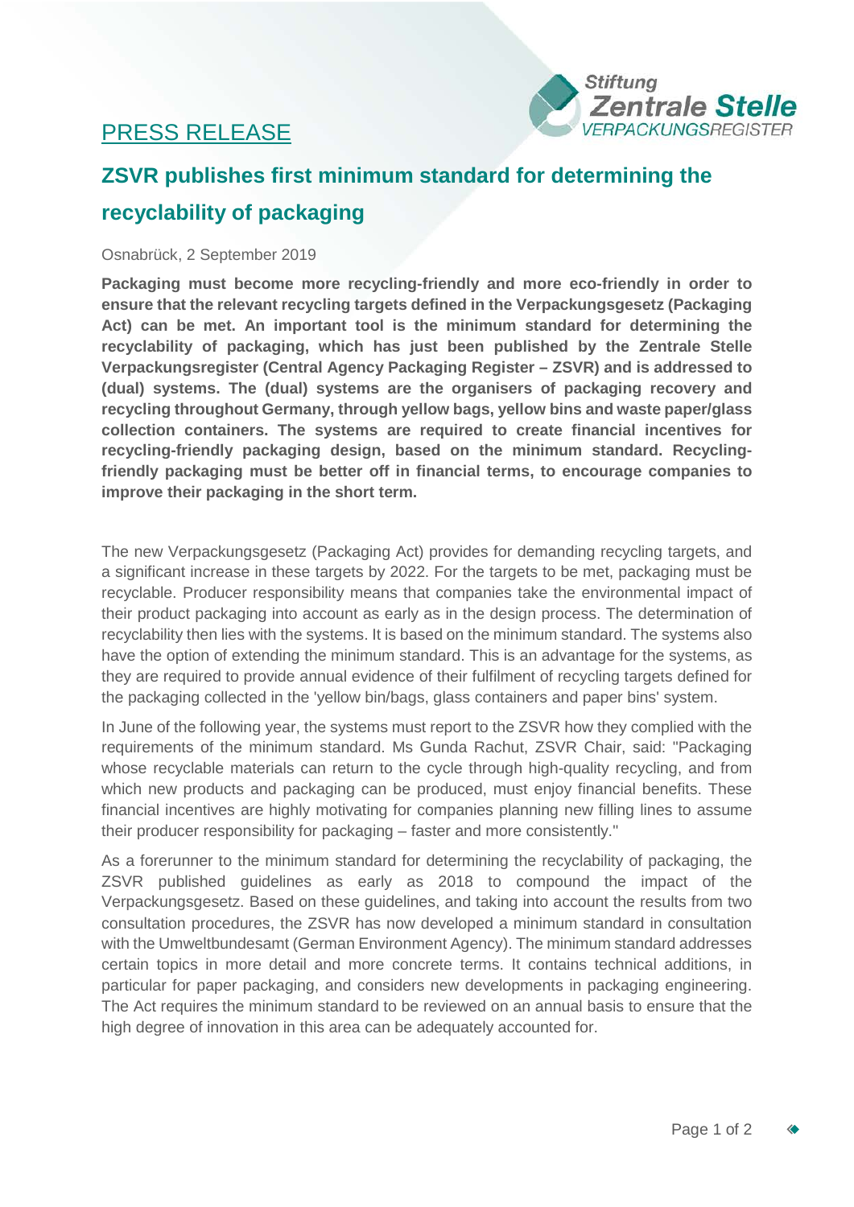PRESS RELEASE

# ZSVR publishes first minimum standard for determining the recyclability of packaging

Osnabrück, 2 September 2019

**Packaging must become more recycling-friendly and more eco-friendly in order to ensure that the relevant recycling targets defined in the Verpackungsgesetz (Packaging Act) can be met. An important tool is the minimum standard for determining the recyclability of packaging, which has just been published by the Zentrale Stelle Verpackungsregister (Central Agency Packaging Register – ZSVR) and is addressed to (dual) systems. The (dual) systems are the organisers of packaging recovery and recycling throughout Germany, through yellow bags, yellow bins and waste paper/glass collection containers. The systems are required to create financial incentives for recycling-friendly packaging design, based on the minimum standard. Recycling-friendly packaging must be better off in financial terms, to encourage companies to improve their packaging in the short term.**

The new Verpackungsgesetz (Packaging Act) provides for demanding recycling targets, and a significant increase in these targets by 2022. For the targets to be met, packaging must be recyclable. Producer responsibility means that companies take the environmental impact of their product packaging into account as early as in the design process. The determination of recyclability then lies with the systems. It is based on the minimum standard. The systems also have the option of extending the minimum standard. This is an advantage for the systems, as they are required to provide annual evidence of their fulfilment of recycling targets defined for the packaging collected in the 'yellow bin/bags, glass containers and paper bins' system.

In June of the following year, the systems must report to the ZSVR how they complied with the requirements of the minimum standard. Ms Gunda Rachut, ZSVR Chair, said: "Packaging whose recyclable materials can return to the cycle through high-quality recycling, and from which new products and packaging can be produced, must enjoy financial benefits. These financial incentives are highly motivating for companies planning new filling lines to assume their producer responsibility for packaging – faster and more consistently."

As a forerunner to the minimum standard for determining the recyclability of packaging, the ZSVR published guidelines as early as 2018 to compound the impact of the Verpackungsgesetz. Based on these guidelines, and taking into account the results from two consultation procedures, the ZSVR has now developed a minimum standard in consultation with the Umweltbundesamt (German Environment Agency). The minimum standard addresses certain topics in more detail and more concrete terms. It contains technical additions, in particular for paper packaging, and considers new developments in packaging engineering. The Act requires the minimum standard to be reviewed on an annual basis to ensure that the high degree of innovation in this area can be adequately accounted for.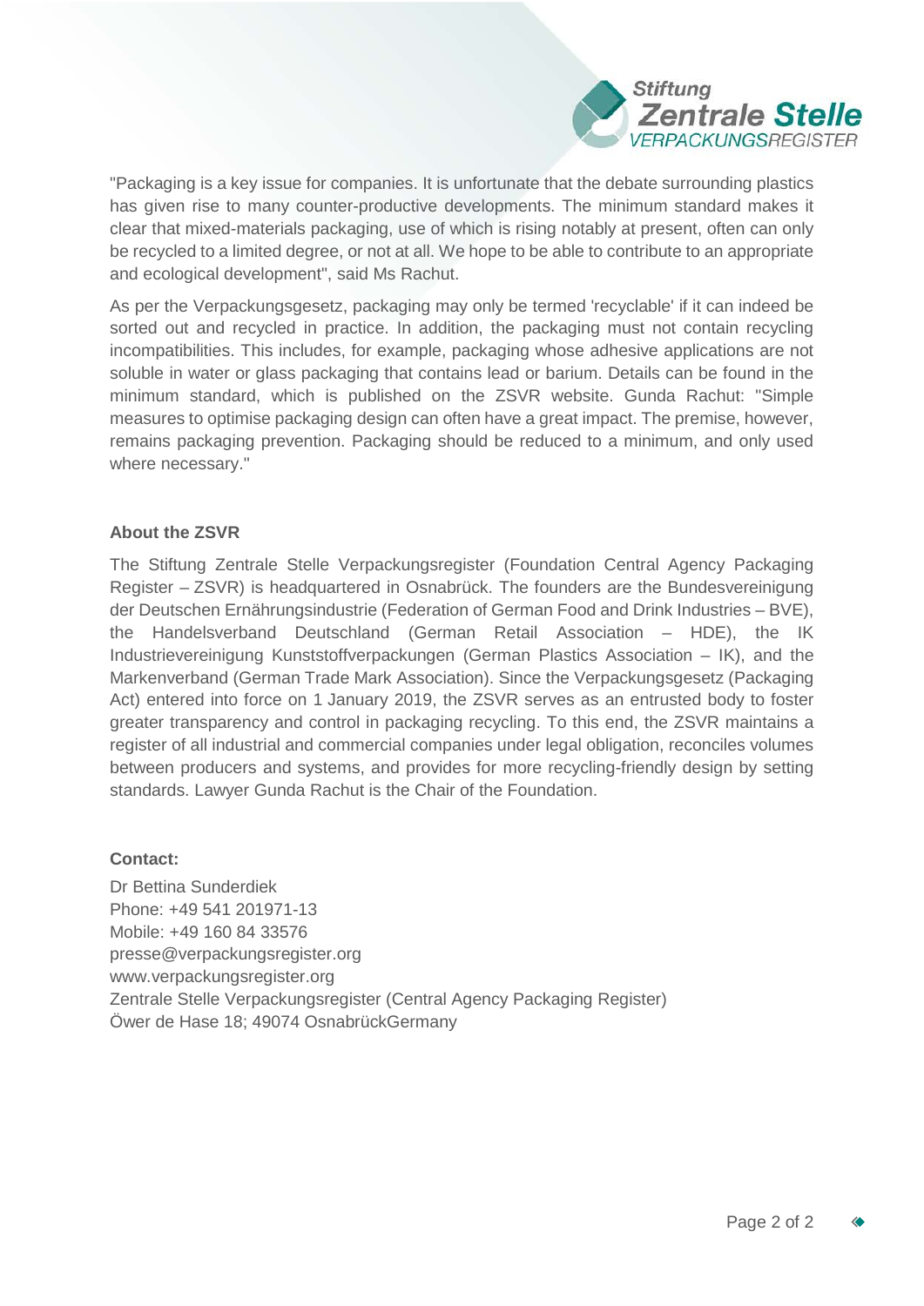"Packaging is a key issue for companies. It is unfortunate that the debate surrounding plastics has given rise to many counter-productive developments. The minimum standard makes it clear that mixed-materials packaging, use of which is rising notably at present, often can only be recycled to a limited degree, or not at all. We hope to be able to contribute to an appropriate and ecological development", said Ms Rachut.

As per the Verpackungsgesetz, packaging may only be termed 'recyclable' if it can indeed be sorted out and recycled in practice. In addition, the packaging must not contain recycling incompatibilities. This includes, for example, packaging whose adhesive applications are not soluble in water or glass packaging that contains lead or barium. Details can be found in the minimum standard, which is published on the ZSVR website. Gunda Rachut: "Simple measures to optimise packaging design can often have a great impact. The premise, however, remains packaging prevention. Packaging should be reduced to a minimum, and only used where necessary."

**About the ZSVR**

The Stiftung Zentrale Stelle Verpackungsregister (Foundation Central Agency Packaging Register – ZSVR) is headquartered in Osnabrück. The founders are the Bundesvereinigung der Deutschen Ernährungsindustrie (Federation of German Food and Drink Industries – BVE), the Handelsverband Deutschland (German Retail Association – HDE), the IK Industrievereinigung Kunststoffverpackungen (German Plastics Association – IK), and the Markenverband (German Trade Mark Association). Since the Verpackungsgesetz (Packaging Act) entered into force on 1 January 2019, the ZSVR serves as an entrusted body to foster greater transparency and control in packaging recycling. To this end, the ZSVR maintains a register of all industrial and commercial companies under legal obligation, reconciles volumes between producers and systems, and provides for more recycling-friendly design by setting standards. Lawyer Gunda Rachut is the Chair of the Foundation.

**Contact:**

Dr Bettina Sunderdiek
Phone: +49 541 201971-13
Mobile: +49 160 84 33576
presse@verpackungsregister.org
www.verpackungsregister.org
Zentrale Stelle Verpackungsregister (Central Agency Packaging Register)
Öwer de Hase 18; 49074 OsnabrückGermany